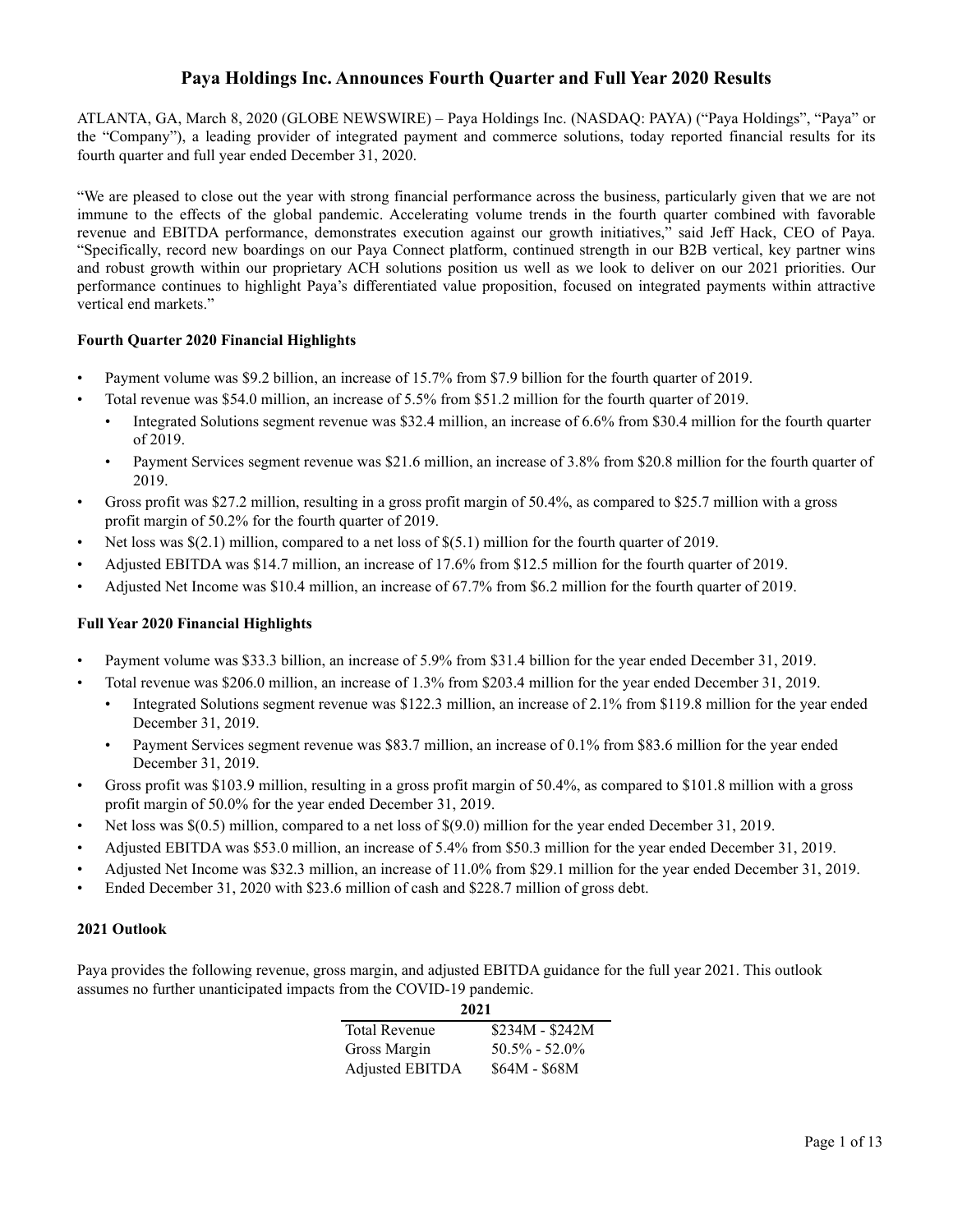# Paya Holdings Inc. Announces Fourth Quarter and Full Year 2020 Results

ATLANTA, GA, March 8, 2020 (GLOBE NEWSWIRE) – Paya Holdings Inc. (NASDAQ: PAYA) ("Paya Holdings", "Paya" or the "Company"), a leading provider of integrated payment and commerce solutions, today reported financial results for its fourth quarter and full year ended December 31, 2020.

"We are pleased to close out the year with strong financial performance across the business, particularly given that we are not immune to the effects of the global pandemic. Accelerating volume trends in the fourth quarter combined with favorable revenue and EBITDA performance, demonstrates execution against our growth initiatives," said Jeff Hack, CEO of Paya. "Specifically, record new boardings on our Paya Connect platform, continued strength in our B2B vertical, key partner wins and robust growth within our proprietary ACH solutions position us well as we look to deliver on our 2021 priorities. Our performance continues to highlight Paya's differentiated value proposition, focused on integrated payments within attractive vertical end markets."

### Fourth Quarter 2020 Financial Highlights

- Payment volume was $9.2 billion, an increase of 15.7% from $7.9 billion for the fourth quarter of 2019.
- Total revenue was $54.0 million, an increase of 5.5% from $51.2 million for the fourth quarter of 2019.
  - Integrated Solutions segment revenue was $32.4 million, an increase of 6.6% from $30.4 million for the fourth quarter of 2019.
  - Payment Services segment revenue was $21.6 million, an increase of 3.8% from $20.8 million for the fourth quarter of 2019.
- Gross profit was $27.2 million, resulting in a gross profit margin of 50.4%, as compared to $25.7 million with a gross profit margin of 50.2% for the fourth quarter of 2019.
- Net loss was $(2.1) million, compared to a net loss of $(5.1) million for the fourth quarter of 2019.
- Adjusted EBITDA was $14.7 million, an increase of 17.6% from $12.5 million for the fourth quarter of 2019.
- Adjusted Net Income was $10.4 million, an increase of 67.7% from $6.2 million for the fourth quarter of 2019.

### Full Year 2020 Financial Highlights

- Payment volume was $33.3 billion, an increase of 5.9% from $31.4 billion for the year ended December 31, 2019.
- Total revenue was $206.0 million, an increase of 1.3% from $203.4 million for the year ended December 31, 2019.
  - Integrated Solutions segment revenue was $122.3 million, an increase of 2.1% from $119.8 million for the year ended December 31, 2019.
  - Payment Services segment revenue was $83.7 million, an increase of 0.1% from $83.6 million for the year ended December 31, 2019.
- Gross profit was $103.9 million, resulting in a gross profit margin of 50.4%, as compared to $101.8 million with a gross profit margin of 50.0% for the year ended December 31, 2019.
- Net loss was $(0.5) million, compared to a net loss of $(9.0) million for the year ended December 31, 2019.
- Adjusted EBITDA was $53.0 million, an increase of 5.4% from $50.3 million for the year ended December 31, 2019.
- Adjusted Net Income was $32.3 million, an increase of 11.0% from $29.1 million for the year ended December 31, 2019.
- Ended December 31, 2020 with $23.6 million of cash and $228.7 million of gross debt.

### 2021 Outlook

Paya provides the following revenue, gross margin, and adjusted EBITDA guidance for the full year 2021. This outlook assumes no further unanticipated impacts from the COVID-19 pandemic.

| | 2021 |
|---|---|
| Total Revenue | $234M - $242M |
| Gross Margin | 50.5% - 52.0% |
| Adjusted EBITDA | $64M - $68M |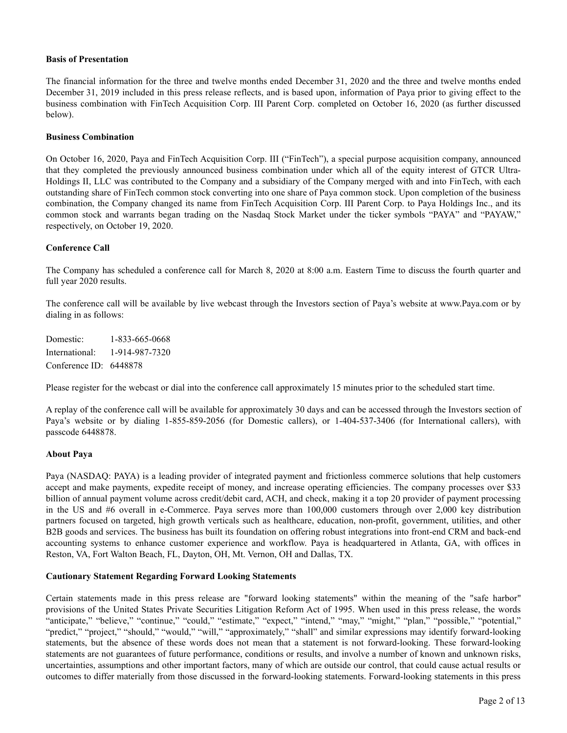**Basis of Presentation**

The financial information for the three and twelve months ended December 31, 2020 and the three and twelve months ended December 31, 2019 included in this press release reflects, and is based upon, information of Paya prior to giving effect to the business combination with FinTech Acquisition Corp. III Parent Corp. completed on October 16, 2020 (as further discussed below).

**Business Combination**

On October 16, 2020, Paya and FinTech Acquisition Corp. III ("FinTech"), a special purpose acquisition company, announced that they completed the previously announced business combination under which all of the equity interest of GTCR Ultra-Holdings II, LLC was contributed to the Company and a subsidiary of the Company merged with and into FinTech, with each outstanding share of FinTech common stock converting into one share of Paya common stock. Upon completion of the business combination, the Company changed its name from FinTech Acquisition Corp. III Parent Corp. to Paya Holdings Inc., and its common stock and warrants began trading on the Nasdaq Stock Market under the ticker symbols "PAYA" and "PAYAW," respectively, on October 19, 2020.

**Conference Call**

The Company has scheduled a conference call for March 8, 2020 at 8:00 a.m. Eastern Time to discuss the fourth quarter and full year 2020 results.

The conference call will be available by live webcast through the Investors section of Paya's website at www.Paya.com or by dialing in as follows:

Domestic: 1-833-665-0668
International: 1-914-987-7320
Conference ID: 6448878

Please register for the webcast or dial into the conference call approximately 15 minutes prior to the scheduled start time.

A replay of the conference call will be available for approximately 30 days and can be accessed through the Investors section of Paya's website or by dialing 1-855-859-2056 (for Domestic callers), or 1-404-537-3406 (for International callers), with passcode 6448878.

**About Paya**

Paya (NASDAQ: PAYA) is a leading provider of integrated payment and frictionless commerce solutions that help customers accept and make payments, expedite receipt of money, and increase operating efficiencies. The company processes over $33 billion of annual payment volume across credit/debit card, ACH, and check, making it a top 20 provider of payment processing in the US and #6 overall in e-Commerce. Paya serves more than 100,000 customers through over 2,000 key distribution partners focused on targeted, high growth verticals such as healthcare, education, non-profit, government, utilities, and other B2B goods and services. The business has built its foundation on offering robust integrations into front-end CRM and back-end accounting systems to enhance customer experience and workflow. Paya is headquartered in Atlanta, GA, with offices in Reston, VA, Fort Walton Beach, FL, Dayton, OH, Mt. Vernon, OH and Dallas, TX.

**Cautionary Statement Regarding Forward Looking Statements**

Certain statements made in this press release are "forward looking statements" within the meaning of the "safe harbor" provisions of the United States Private Securities Litigation Reform Act of 1995. When used in this press release, the words "anticipate," "believe," "continue," "could," "estimate," "expect," "intend," "may," "might," "plan," "possible," "potential," "predict," "project," "should," "would," "will," "approximately," "shall" and similar expressions may identify forward-looking statements, but the absence of these words does not mean that a statement is not forward-looking. These forward-looking statements are not guarantees of future performance, conditions or results, and involve a number of known and unknown risks, uncertainties, assumptions and other important factors, many of which are outside our control, that could cause actual results or outcomes to differ materially from those discussed in the forward-looking statements. Forward-looking statements in this press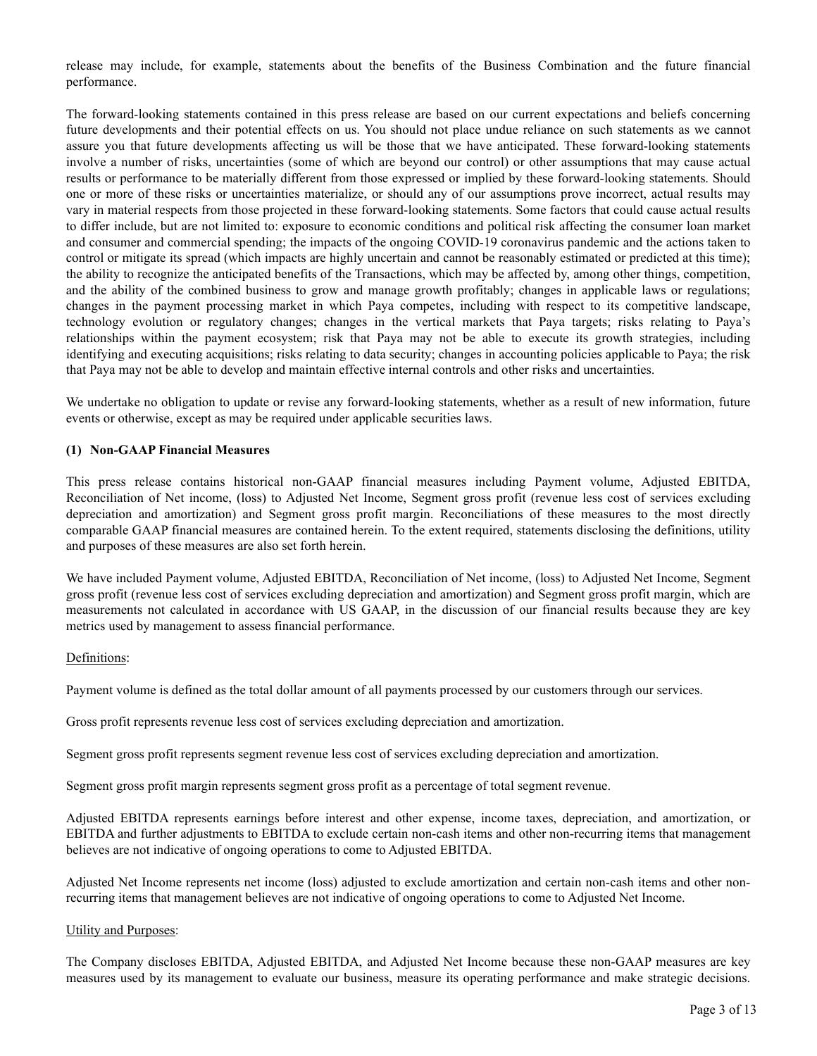release may include, for example, statements about the benefits of the Business Combination and the future financial performance.

The forward-looking statements contained in this press release are based on our current expectations and beliefs concerning future developments and their potential effects on us. You should not place undue reliance on such statements as we cannot assure you that future developments affecting us will be those that we have anticipated. These forward-looking statements involve a number of risks, uncertainties (some of which are beyond our control) or other assumptions that may cause actual results or performance to be materially different from those expressed or implied by these forward-looking statements. Should one or more of these risks or uncertainties materialize, or should any of our assumptions prove incorrect, actual results may vary in material respects from those projected in these forward-looking statements. Some factors that could cause actual results to differ include, but are not limited to: exposure to economic conditions and political risk affecting the consumer loan market and consumer and commercial spending; the impacts of the ongoing COVID-19 coronavirus pandemic and the actions taken to control or mitigate its spread (which impacts are highly uncertain and cannot be reasonably estimated or predicted at this time); the ability to recognize the anticipated benefits of the Transactions, which may be affected by, among other things, competition, and the ability of the combined business to grow and manage growth profitably; changes in applicable laws or regulations; changes in the payment processing market in which Paya competes, including with respect to its competitive landscape, technology evolution or regulatory changes; changes in the vertical markets that Paya targets; risks relating to Paya's relationships within the payment ecosystem; risk that Paya may not be able to execute its growth strategies, including identifying and executing acquisitions; risks relating to data security; changes in accounting policies applicable to Paya; the risk that Paya may not be able to develop and maintain effective internal controls and other risks and uncertainties.

We undertake no obligation to update or revise any forward-looking statements, whether as a result of new information, future events or otherwise, except as may be required under applicable securities laws.

**(1) Non-GAAP Financial Measures**

This press release contains historical non-GAAP financial measures including Payment volume, Adjusted EBITDA, Reconciliation of Net income, (loss) to Adjusted Net Income, Segment gross profit (revenue less cost of services excluding depreciation and amortization) and Segment gross profit margin. Reconciliations of these measures to the most directly comparable GAAP financial measures are contained herein. To the extent required, statements disclosing the definitions, utility and purposes of these measures are also set forth herein.

We have included Payment volume, Adjusted EBITDA, Reconciliation of Net income, (loss) to Adjusted Net Income, Segment gross profit (revenue less cost of services excluding depreciation and amortization) and Segment gross profit margin, which are measurements not calculated in accordance with US GAAP, in the discussion of our financial results because they are key metrics used by management to assess financial performance.

Definitions:

Payment volume is defined as the total dollar amount of all payments processed by our customers through our services.

Gross profit represents revenue less cost of services excluding depreciation and amortization.

Segment gross profit represents segment revenue less cost of services excluding depreciation and amortization.

Segment gross profit margin represents segment gross profit as a percentage of total segment revenue.

Adjusted EBITDA represents earnings before interest and other expense, income taxes, depreciation, and amortization, or EBITDA and further adjustments to EBITDA to exclude certain non-cash items and other non-recurring items that management believes are not indicative of ongoing operations to come to Adjusted EBITDA.

Adjusted Net Income represents net income (loss) adjusted to exclude amortization and certain non-cash items and other non-recurring items that management believes are not indicative of ongoing operations to come to Adjusted Net Income.

Utility and Purposes:

The Company discloses EBITDA, Adjusted EBITDA, and Adjusted Net Income because these non-GAAP measures are key measures used by its management to evaluate our business, measure its operating performance and make strategic decisions.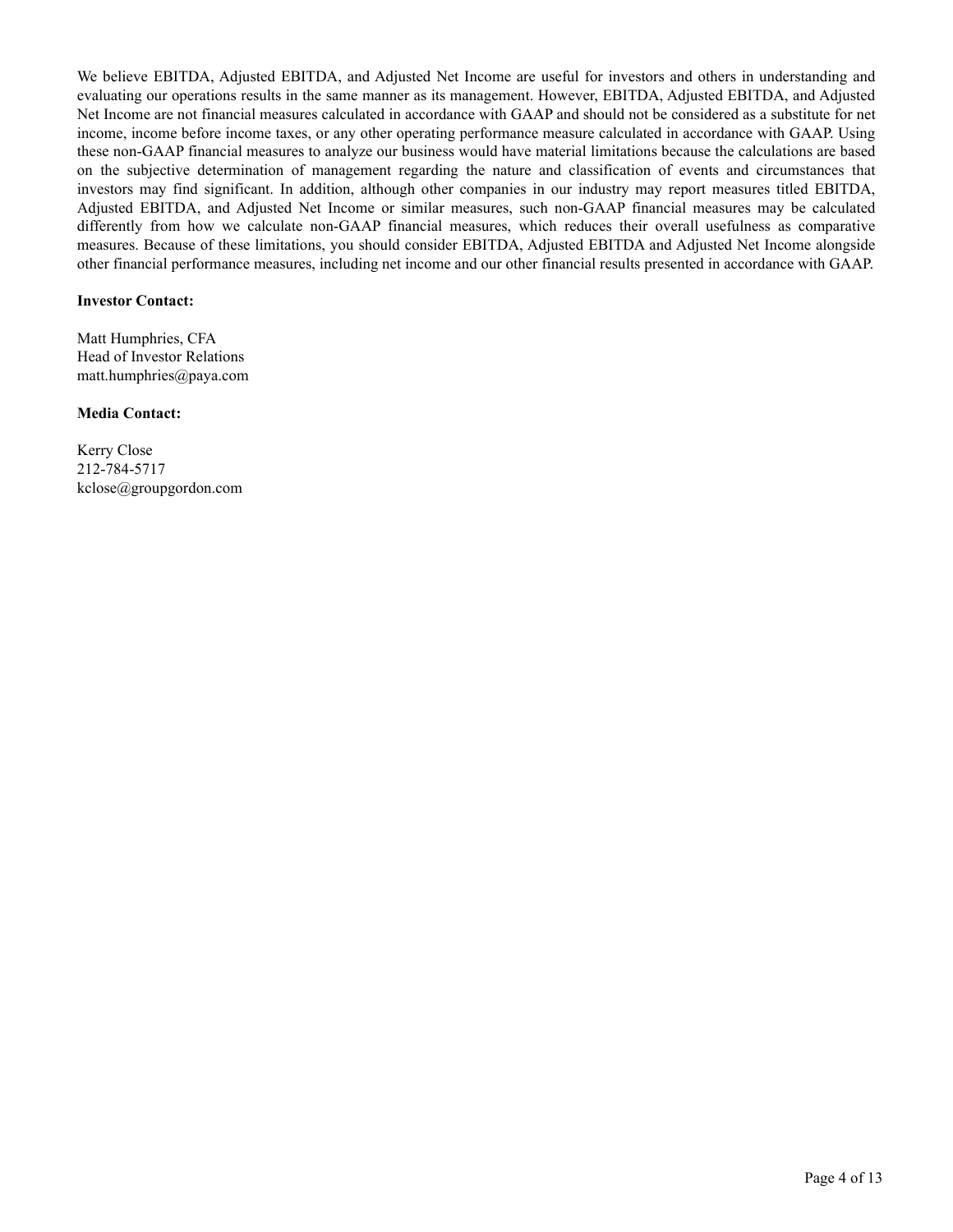We believe EBITDA, Adjusted EBITDA, and Adjusted Net Income are useful for investors and others in understanding and evaluating our operations results in the same manner as its management. However, EBITDA, Adjusted EBITDA, and Adjusted Net Income are not financial measures calculated in accordance with GAAP and should not be considered as a substitute for net income, income before income taxes, or any other operating performance measure calculated in accordance with GAAP. Using these non-GAAP financial measures to analyze our business would have material limitations because the calculations are based on the subjective determination of management regarding the nature and classification of events and circumstances that investors may find significant. In addition, although other companies in our industry may report measures titled EBITDA, Adjusted EBITDA, and Adjusted Net Income or similar measures, such non-GAAP financial measures may be calculated differently from how we calculate non-GAAP financial measures, which reduces their overall usefulness as comparative measures. Because of these limitations, you should consider EBITDA, Adjusted EBITDA and Adjusted Net Income alongside other financial performance measures, including net income and our other financial results presented in accordance with GAAP.

**Investor Contact:**

Matt Humphries, CFA
Head of Investor Relations
matt.humphries@paya.com

**Media Contact:**

Kerry Close
212-784-5717
kclose@groupgordon.com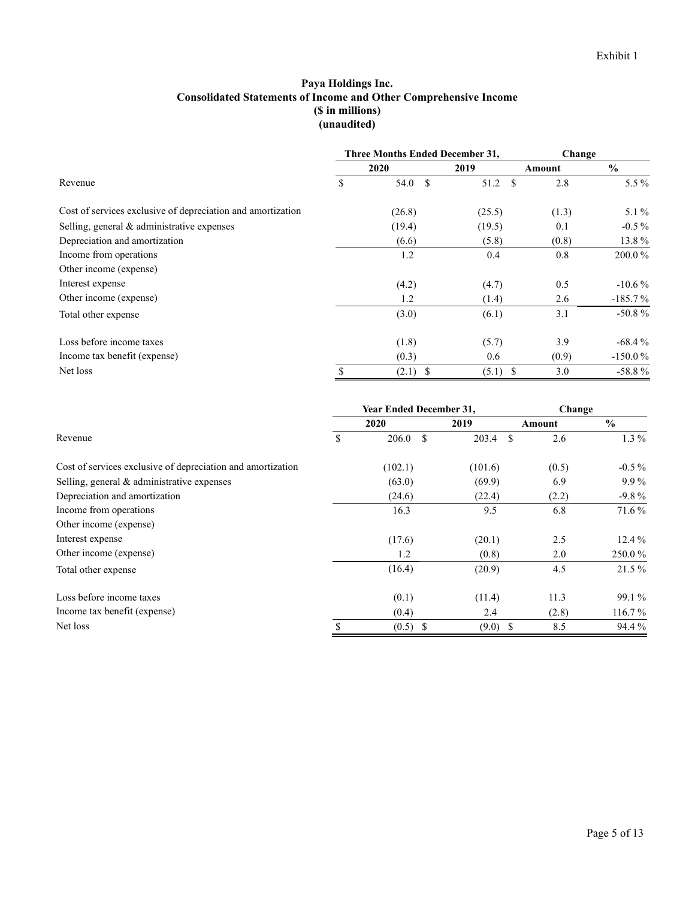Exhibit 1

**Paya Holdings Inc.**
**Consolidated Statements of Income and Other Comprehensive Income**
**($ in millions)**
**(unaudited)**

| | Three Months Ended December 31, | | Change | |
|---|---|---|---|---|
| | 2020 | 2019 | Amount | % |
| Revenue | $ 54.0 | $ 51.2 | $ 2.8 | 5.5 % |
| Cost of services exclusive of depreciation and amortization | (26.8) | (25.5) | (1.3) | 5.1 % |
| Selling, general & administrative expenses | (19.4) | (19.5) | 0.1 | -0.5 % |
| Depreciation and amortization | (6.6) | (5.8) | (0.8) | 13.8 % |
| Income from operations | 1.2 | 0.4 | 0.8 | 200.0 % |
| Other income (expense) | | | | |
| Interest expense | (4.2) | (4.7) | 0.5 | -10.6 % |
| Other income (expense) | 1.2 | (1.4) | 2.6 | -185.7 % |
| Total other expense | (3.0) | (6.1) | 3.1 | -50.8 % |
| Loss before income taxes | (1.8) | (5.7) | 3.9 | -68.4 % |
| Income tax benefit (expense) | (0.3) | 0.6 | (0.9) | -150.0 % |
| Net loss | $ (2.1) | $ (5.1) | $ 3.0 | -58.8 % |

| | Year Ended December 31, | | Change | |
|---|---|---|---|---|
| | 2020 | 2019 | Amount | % |
| Revenue | $ 206.0 | $ 203.4 | $ 2.6 | 1.3 % |
| Cost of services exclusive of depreciation and amortization | (102.1) | (101.6) | (0.5) | -0.5 % |
| Selling, general & administrative expenses | (63.0) | (69.9) | 6.9 | 9.9 % |
| Depreciation and amortization | (24.6) | (22.4) | (2.2) | -9.8 % |
| Income from operations | 16.3 | 9.5 | 6.8 | 71.6 % |
| Other income (expense) | | | | |
| Interest expense | (17.6) | (20.1) | 2.5 | 12.4 % |
| Other income (expense) | 1.2 | (0.8) | 2.0 | 250.0 % |
| Total other expense | (16.4) | (20.9) | 4.5 | 21.5 % |
| Loss before income taxes | (0.1) | (11.4) | 11.3 | 99.1 % |
| Income tax benefit (expense) | (0.4) | 2.4 | (2.8) | 116.7 % |
| Net loss | $ (0.5) | $ (9.0) | $ 8.5 | 94.4 % |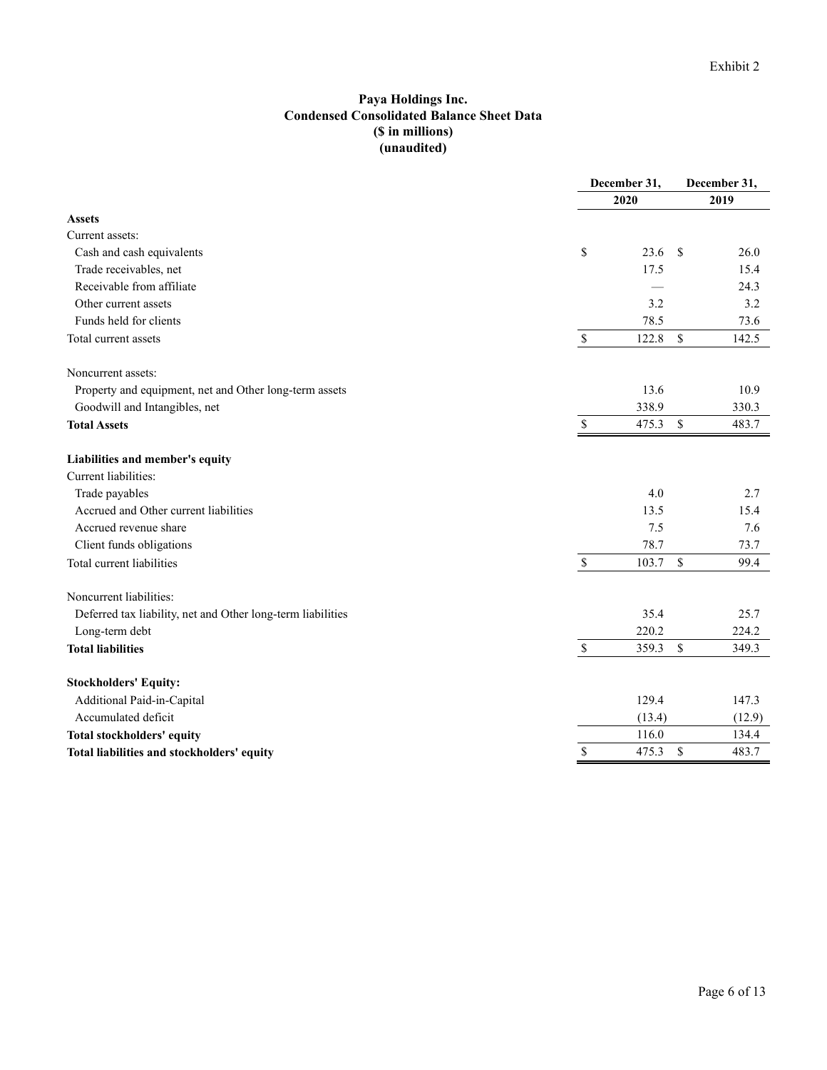Exhibit 2

**Paya Holdings Inc.**
**Condensed Consolidated Balance Sheet Data**
**($ in millions)**
**(unaudited)**

| | December 31, 2020 | December 31, 2019 |
|---|---|---|
| **Assets** | | |
| Current assets: | | |
| Cash and cash equivalents | $ 23.6 | $ 26.0 |
| Trade receivables, net | 17.5 | 15.4 |
| Receivable from affiliate | — | 24.3 |
| Other current assets | 3.2 | 3.2 |
| Funds held for clients | 78.5 | 73.6 |
| Total current assets | $ 122.8 | $ 142.5 |
| Noncurrent assets: | | |
| Property and equipment, net and Other long-term assets | 13.6 | 10.9 |
| Goodwill and Intangibles, net | 338.9 | 330.3 |
| **Total Assets** | $ 475.3 | $ 483.7 |
| **Liabilities and member's equity** | | |
| Current liabilities: | | |
| Trade payables | 4.0 | 2.7 |
| Accrued and Other current liabilities | 13.5 | 15.4 |
| Accrued revenue share | 7.5 | 7.6 |
| Client funds obligations | 78.7 | 73.7 |
| Total current liabilities | $ 103.7 | $ 99.4 |
| Noncurrent liabilities: | | |
| Deferred tax liability, net and Other long-term liabilities | 35.4 | 25.7 |
| Long-term debt | 220.2 | 224.2 |
| **Total liabilities** | $ 359.3 | $ 349.3 |
| **Stockholders' Equity:** | | |
| Additional Paid-in-Capital | 129.4 | 147.3 |
| Accumulated deficit | (13.4) | (12.9) |
| **Total stockholders' equity** | 116.0 | 134.4 |
| **Total liabilities and stockholders' equity** | $ 475.3 | $ 483.7 |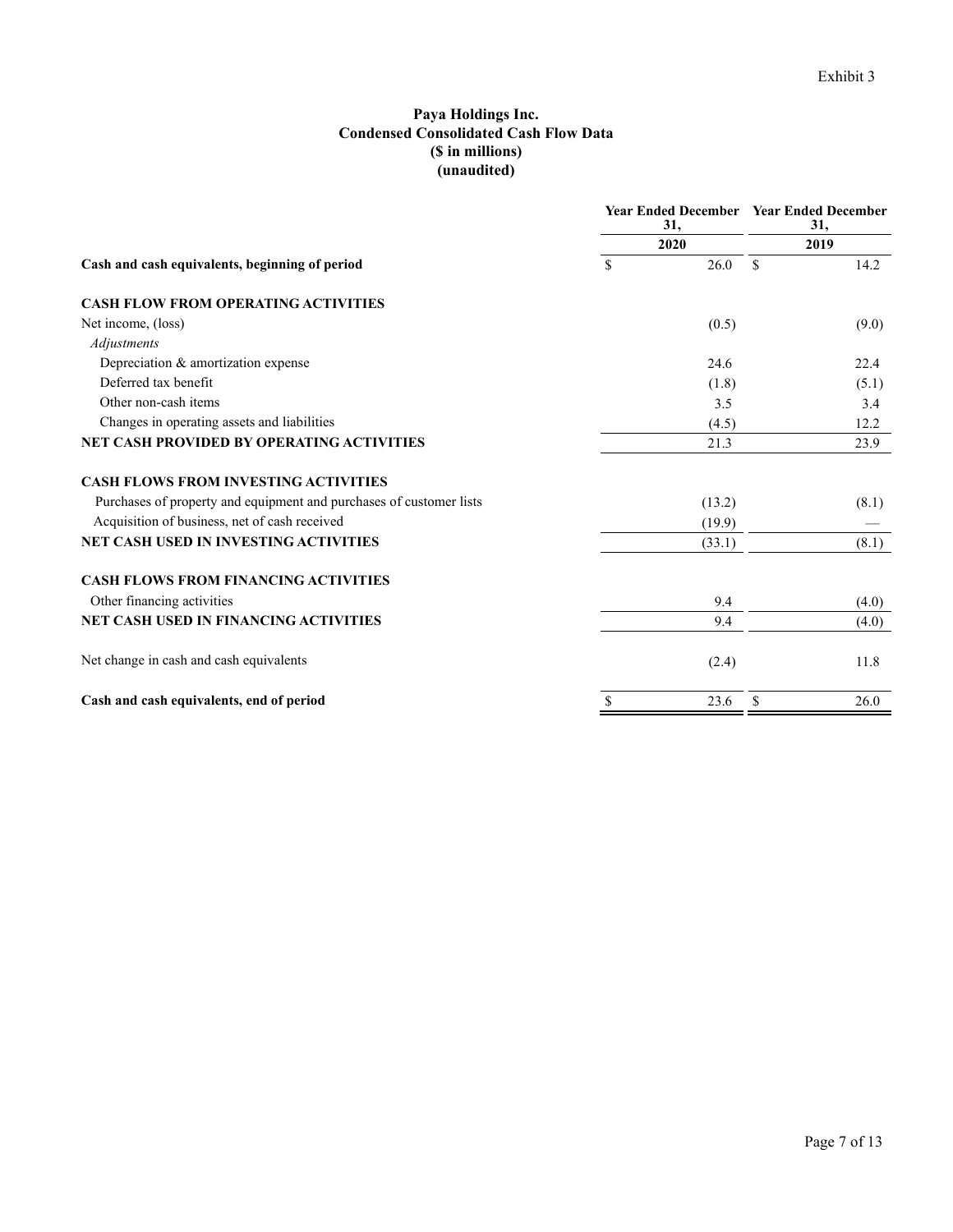Exhibit 3

**Paya Holdings Inc.**
**Condensed Consolidated Cash Flow Data**
**($ in millions)**
**(unaudited)**

| | Year Ended December 31, | Year Ended December 31, |
|---|---|---|
| | **2020** | **2019** |
| **Cash and cash equivalents, beginning of period** | $ 26.0 | $ 14.2 |
| **CASH FLOW FROM OPERATING ACTIVITIES** | | |
| Net income, (loss) | (0.5) | (9.0) |
| *Adjustments* | | |
| Depreciation & amortization expense | 24.6 | 22.4 |
| Deferred tax benefit | (1.8) | (5.1) |
| Other non-cash items | 3.5 | 3.4 |
| Changes in operating assets and liabilities | (4.5) | 12.2 |
| **NET CASH PROVIDED BY OPERATING ACTIVITIES** | 21.3 | 23.9 |
| **CASH FLOWS FROM INVESTING ACTIVITIES** | | |
| Purchases of property and equipment and purchases of customer lists | (13.2) | (8.1) |
| Acquisition of business, net of cash received | (19.9) | — |
| **NET CASH USED IN INVESTING ACTIVITIES** | (33.1) | (8.1) |
| **CASH FLOWS FROM FINANCING ACTIVITIES** | | |
| Other financing activities | 9.4 | (4.0) |
| **NET CASH USED IN FINANCING ACTIVITIES** | 9.4 | (4.0) |
| Net change in cash and cash equivalents | (2.4) | 11.8 |
| **Cash and cash equivalents, end of period** | $ 23.6 | $ 26.0 |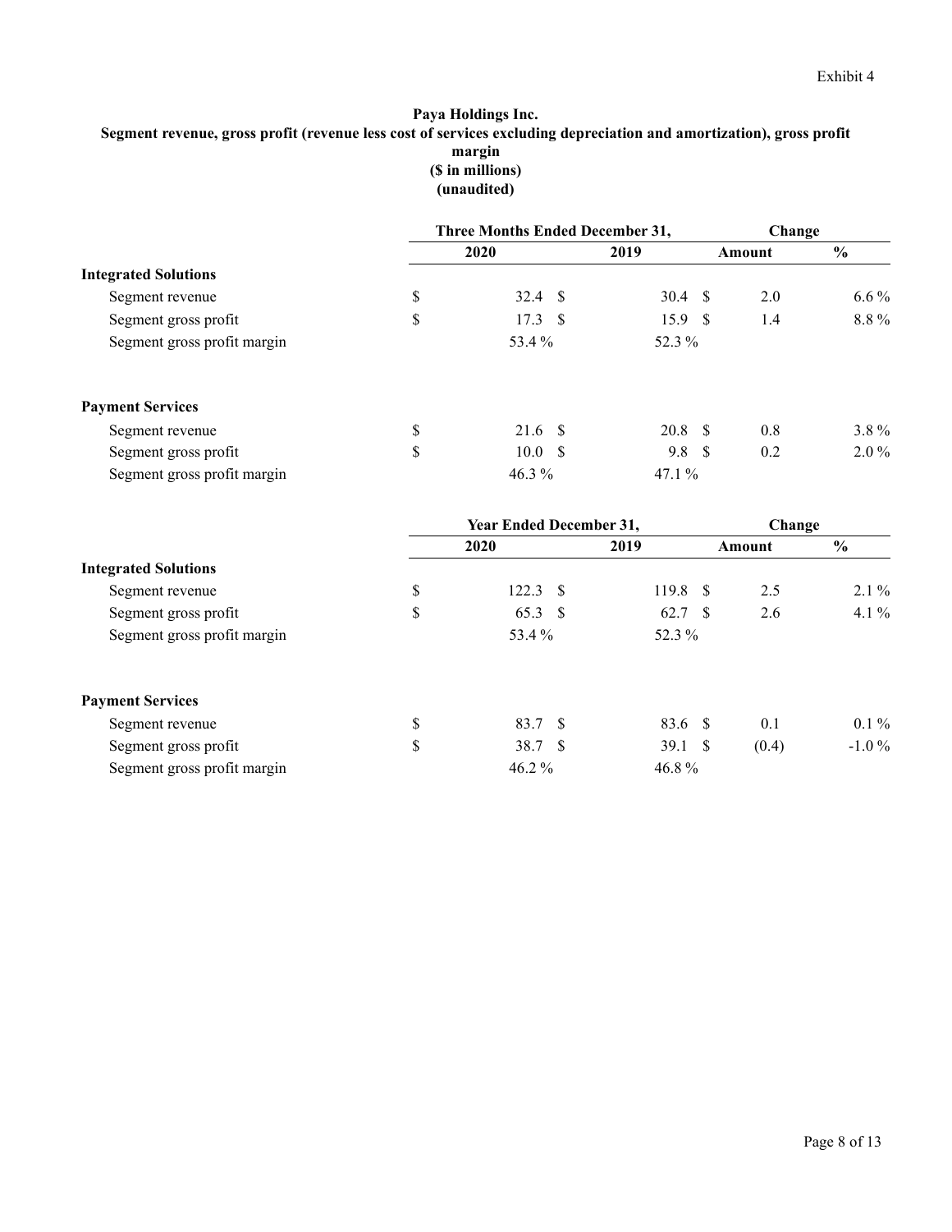Exhibit 4

**Paya Holdings Inc.**
**Segment revenue, gross profit (revenue less cost of services excluding depreciation and amortization), gross profit margin**
**($ in millions)**
**(unaudited)**

| | Three Months Ended December 31, | | Change | |
|---|---|---|---|---|
| | 2020 | 2019 | Amount | % |
| **Integrated Solutions** | | | | |
| Segment revenue | $ 32.4 | $ 30.4 | $ 2.0 | 6.6 % |
| Segment gross profit | $ 17.3 | $ 15.9 | $ 1.4 | 8.8 % |
| Segment gross profit margin | 53.4 % | 52.3 % | | |
| **Payment Services** | | | | |
| Segment revenue | $ 21.6 | $ 20.8 | $ 0.8 | 3.8 % |
| Segment gross profit | $ 10.0 | $ 9.8 | $ 0.2 | 2.0 % |
| Segment gross profit margin | 46.3 % | 47.1 % | | |

| | Year Ended December 31, | | Change | |
|---|---|---|---|---|
| | 2020 | 2019 | Amount | % |
| **Integrated Solutions** | | | | |
| Segment revenue | $ 122.3 | $ 119.8 | $ 2.5 | 2.1 % |
| Segment gross profit | $ 65.3 | $ 62.7 | $ 2.6 | 4.1 % |
| Segment gross profit margin | 53.4 % | 52.3 % | | |
| **Payment Services** | | | | |
| Segment revenue | $ 83.7 | $ 83.6 | $ 0.1 | 0.1 % |
| Segment gross profit | $ 38.7 | $ 39.1 | $ (0.4) | -1.0 % |
| Segment gross profit margin | 46.2 % | 46.8 % | | |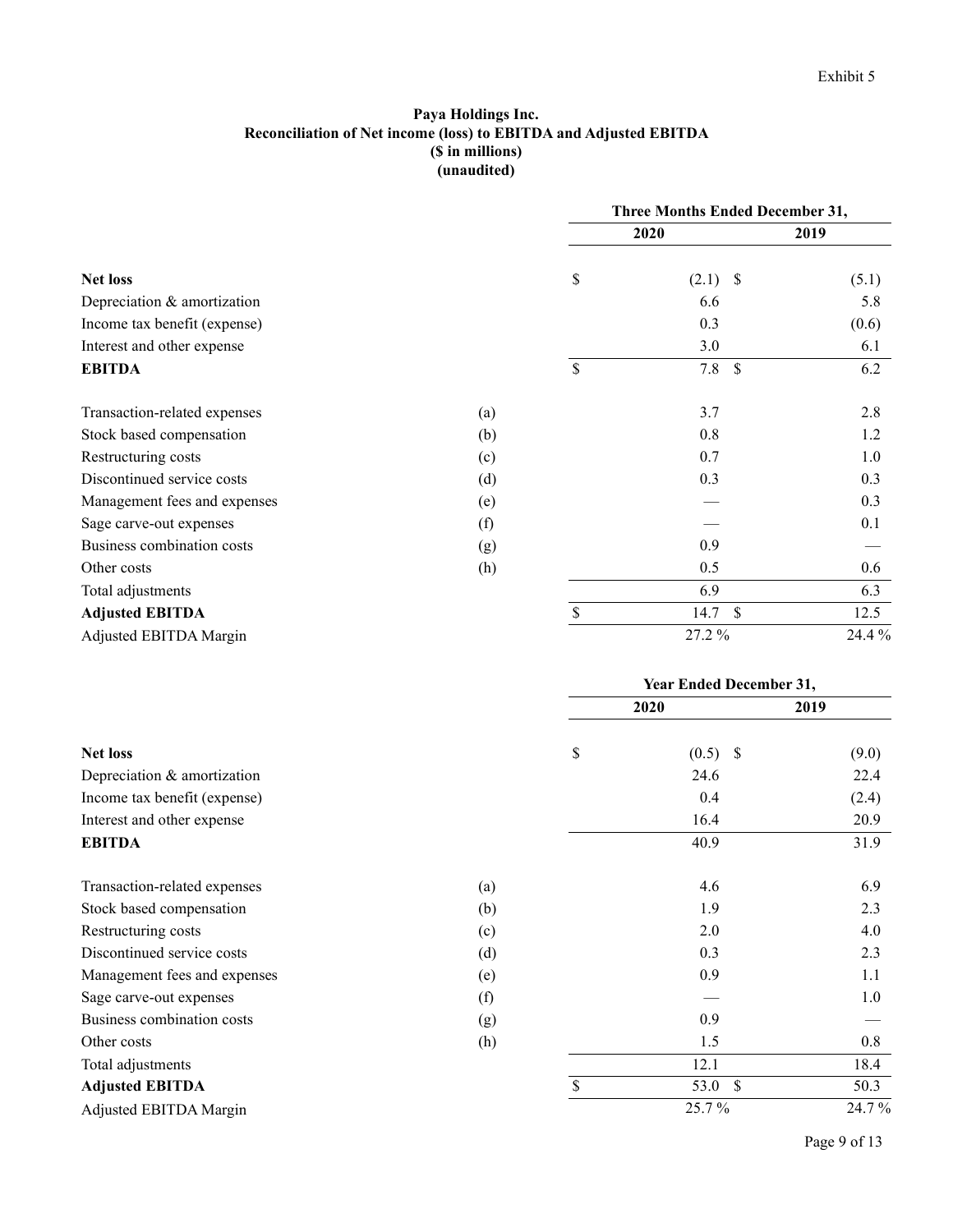Exhibit 5

**Paya Holdings Inc.**
**Reconciliation of Net income (loss) to EBITDA and Adjusted EBITDA**
**($ in millions)**
**(unaudited)**

| | | Three Months Ended December 31, | |
|---|---|---|---|
| | | 2020 | 2019 |
| **Net loss** | | $ (2.1) | $ (5.1) |
| Depreciation & amortization | | 6.6 | 5.8 |
| Income tax benefit (expense) | | 0.3 | (0.6) |
| Interest and other expense | | 3.0 | 6.1 |
| **EBITDA** | | $ 7.8 | $ 6.2 |
| Transaction-related expenses | (a) | 3.7 | 2.8 |
| Stock based compensation | (b) | 0.8 | 1.2 |
| Restructuring costs | (c) | 0.7 | 1.0 |
| Discontinued service costs | (d) | 0.3 | 0.3 |
| Management fees and expenses | (e) | — | 0.3 |
| Sage carve-out expenses | (f) | — | 0.1 |
| Business combination costs | (g) | 0.9 | — |
| Other costs | (h) | 0.5 | 0.6 |
| Total adjustments | | 6.9 | 6.3 |
| **Adjusted EBITDA** | | $ 14.7 | $ 12.5 |
| Adjusted EBITDA Margin | | 27.2 % | 24.4 % |

| | | Year Ended December 31, | |
|---|---|---|---|
| | | 2020 | 2019 |
| **Net loss** | | $ (0.5) | $ (9.0) |
| Depreciation & amortization | | 24.6 | 22.4 |
| Income tax benefit (expense) | | 0.4 | (2.4) |
| Interest and other expense | | 16.4 | 20.9 |
| **EBITDA** | | 40.9 | 31.9 |
| Transaction-related expenses | (a) | 4.6 | 6.9 |
| Stock based compensation | (b) | 1.9 | 2.3 |
| Restructuring costs | (c) | 2.0 | 4.0 |
| Discontinued service costs | (d) | 0.3 | 2.3 |
| Management fees and expenses | (e) | 0.9 | 1.1 |
| Sage carve-out expenses | (f) | — | 1.0 |
| Business combination costs | (g) | 0.9 | — |
| Other costs | (h) | 1.5 | 0.8 |
| Total adjustments | | 12.1 | 18.4 |
| **Adjusted EBITDA** | | $ 53.0 | $ 50.3 |
| Adjusted EBITDA Margin | | 25.7 % | 24.7 % |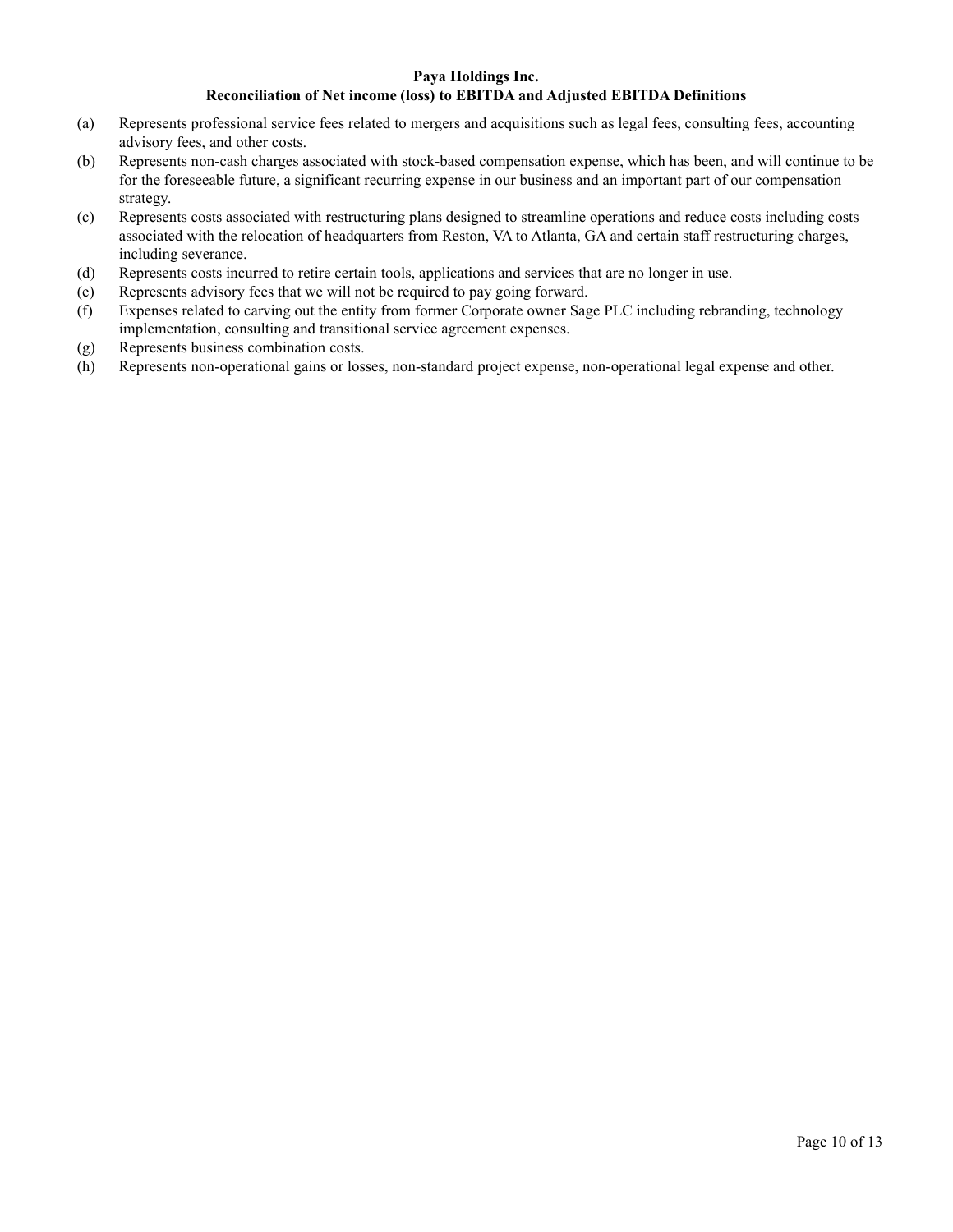**Paya Holdings Inc.**
**Reconciliation of Net income (loss) to EBITDA and Adjusted EBITDA Definitions**

(a) Represents professional service fees related to mergers and acquisitions such as legal fees, consulting fees, accounting advisory fees, and other costs.

(b) Represents non-cash charges associated with stock-based compensation expense, which has been, and will continue to be for the foreseeable future, a significant recurring expense in our business and an important part of our compensation strategy.

(c) Represents costs associated with restructuring plans designed to streamline operations and reduce costs including costs associated with the relocation of headquarters from Reston, VA to Atlanta, GA and certain staff restructuring charges, including severance.

(d) Represents costs incurred to retire certain tools, applications and services that are no longer in use.

(e) Represents advisory fees that we will not be required to pay going forward.

(f) Expenses related to carving out the entity from former Corporate owner Sage PLC including rebranding, technology implementation, consulting and transitional service agreement expenses.

(g) Represents business combination costs.

(h) Represents non-operational gains or losses, non-standard project expense, non-operational legal expense and other.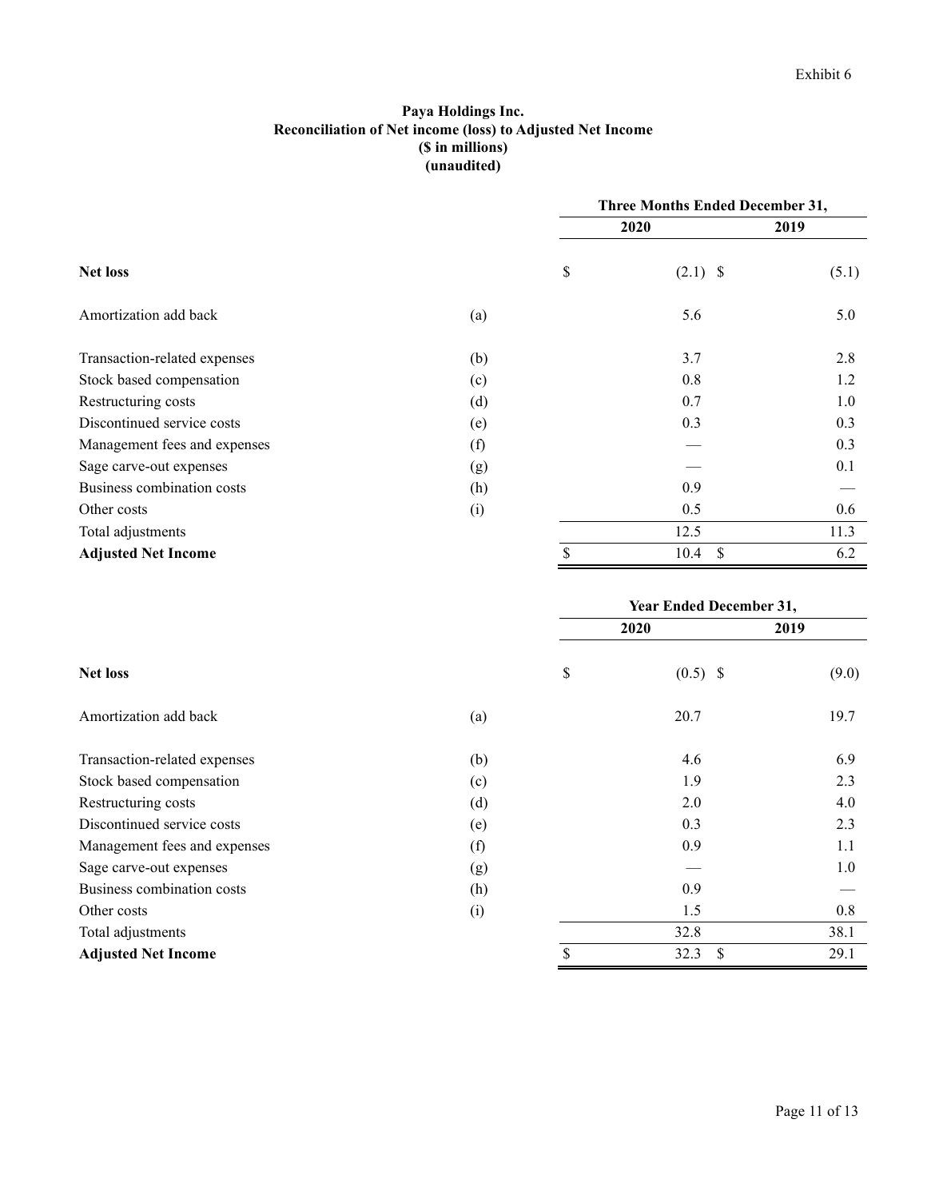Exhibit 6

**Paya Holdings Inc.**
**Reconciliation of Net income (loss) to Adjusted Net Income**
**($ in millions)**
**(unaudited)**

| | | Three Months Ended December 31, | |
|---|---|---|---|
| | | 2020 | 2019 |
| **Net loss** | | $ (2.1) | $ (5.1) |
| Amortization add back | (a) | 5.6 | 5.0 |
| Transaction-related expenses | (b) | 3.7 | 2.8 |
| Stock based compensation | (c) | 0.8 | 1.2 |
| Restructuring costs | (d) | 0.7 | 1.0 |
| Discontinued service costs | (e) | 0.3 | 0.3 |
| Management fees and expenses | (f) | — | 0.3 |
| Sage carve-out expenses | (g) | — | 0.1 |
| Business combination costs | (h) | 0.9 | — |
| Other costs | (i) | 0.5 | 0.6 |
| Total adjustments | | 12.5 | 11.3 |
| **Adjusted Net Income** | | $ 10.4 | $ 6.2 |

| | | Year Ended December 31, | |
|---|---|---|---|
| | | 2020 | 2019 |
| **Net loss** | | $ (0.5) | $ (9.0) |
| Amortization add back | (a) | 20.7 | 19.7 |
| Transaction-related expenses | (b) | 4.6 | 6.9 |
| Stock based compensation | (c) | 1.9 | 2.3 |
| Restructuring costs | (d) | 2.0 | 4.0 |
| Discontinued service costs | (e) | 0.3 | 2.3 |
| Management fees and expenses | (f) | 0.9 | 1.1 |
| Sage carve-out expenses | (g) | — | 1.0 |
| Business combination costs | (h) | 0.9 | — |
| Other costs | (i) | 1.5 | 0.8 |
| Total adjustments | | 32.8 | 38.1 |
| **Adjusted Net Income** | | $ 32.3 | $ 29.1 |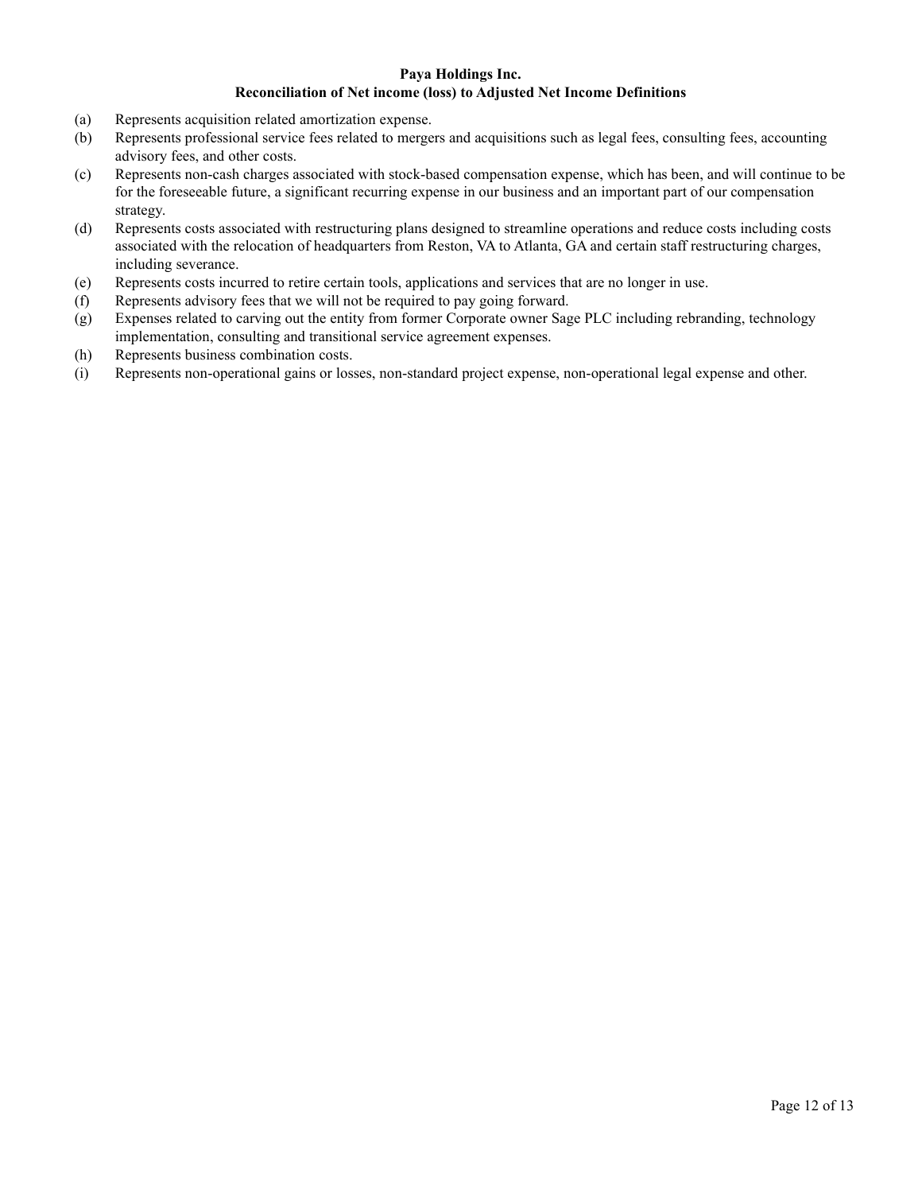**Paya Holdings Inc.**
**Reconciliation of Net income (loss) to Adjusted Net Income Definitions**

(a) Represents acquisition related amortization expense.

(b) Represents professional service fees related to mergers and acquisitions such as legal fees, consulting fees, accounting advisory fees, and other costs.

(c) Represents non-cash charges associated with stock-based compensation expense, which has been, and will continue to be for the foreseeable future, a significant recurring expense in our business and an important part of our compensation strategy.

(d) Represents costs associated with restructuring plans designed to streamline operations and reduce costs including costs associated with the relocation of headquarters from Reston, VA to Atlanta, GA and certain staff restructuring charges, including severance.

(e) Represents costs incurred to retire certain tools, applications and services that are no longer in use.

(f) Represents advisory fees that we will not be required to pay going forward.

(g) Expenses related to carving out the entity from former Corporate owner Sage PLC including rebranding, technology implementation, consulting and transitional service agreement expenses.

(h) Represents business combination costs.

(i) Represents non-operational gains or losses, non-standard project expense, non-operational legal expense and other.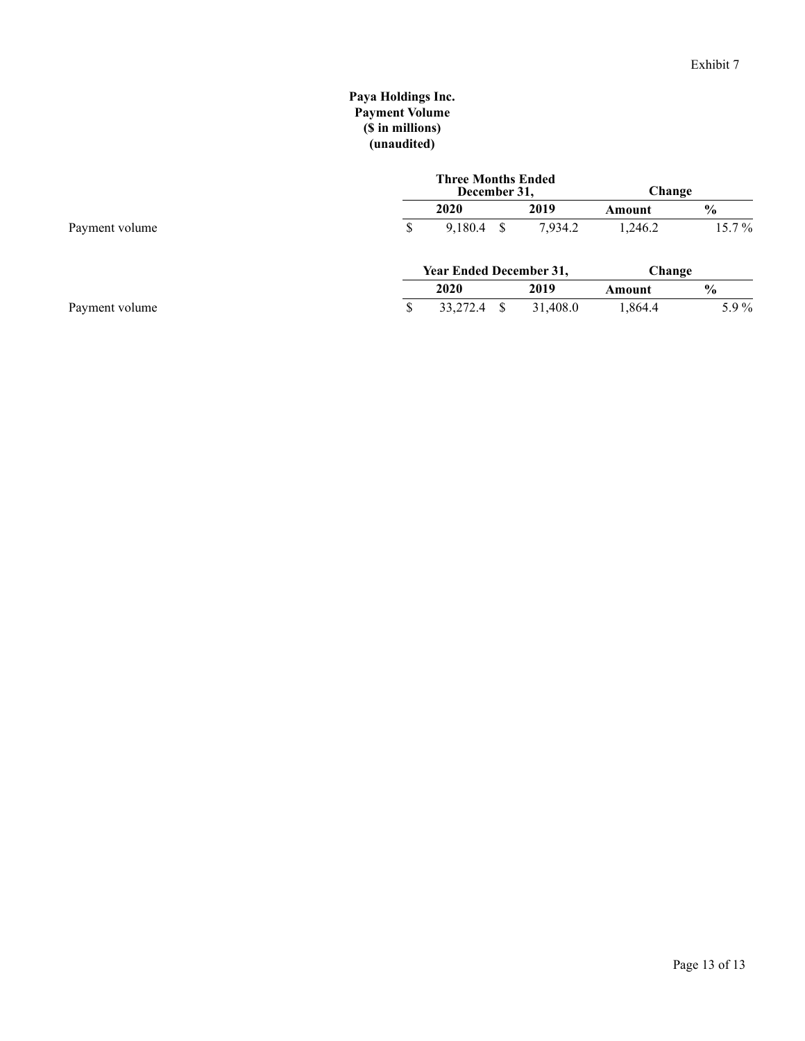Exhibit 7

**Paya Holdings Inc.**
**Payment Volume**
**($ in millions)**
**(unaudited)**

| | Three Months Ended December 31, | | Change | |
|---|---|---|---|---|
| | 2020 | 2019 | Amount | % |
| Payment volume | $ 9,180.4 | $ 7,934.2 | 1,246.2 | 15.7 % |

| | Year Ended December 31, | | Change | |
|---|---|---|---|---|
| | 2020 | 2019 | Amount | % |
| Payment volume | $ 33,272.4 | $ 31,408.0 | 1,864.4 | 5.9 % |